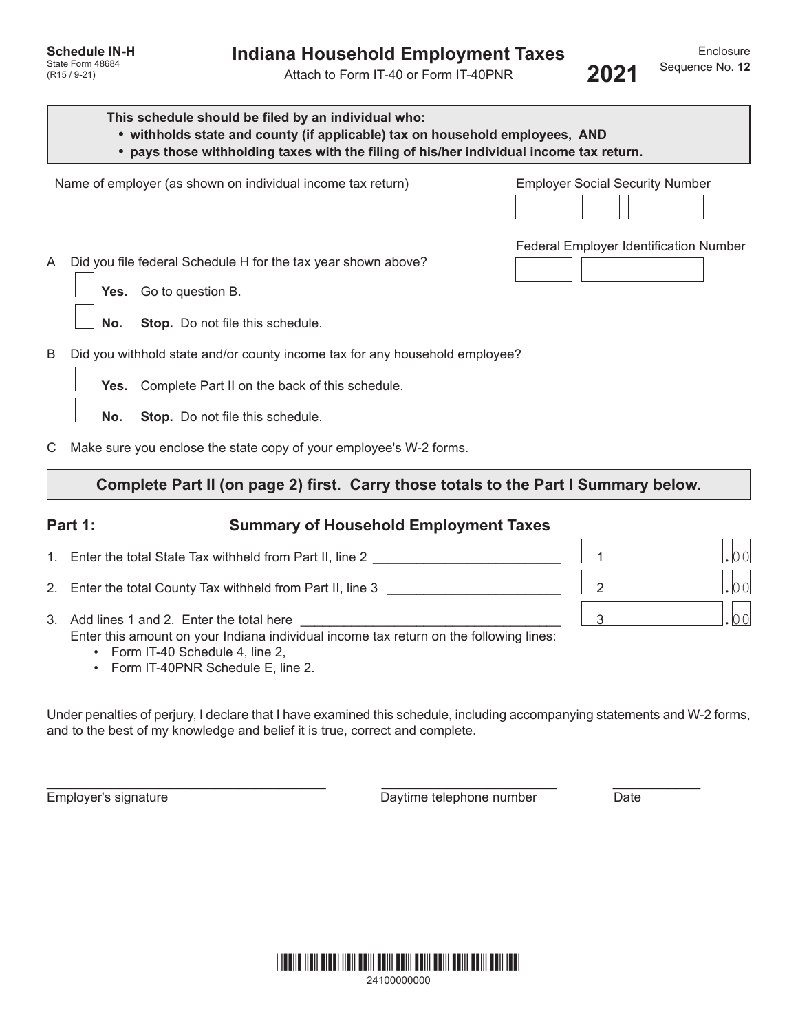Schedule IN-H
State Form 48684
(R15 / 9-21)

# Indiana Household Employment Taxes

Attach to Form IT-40 or Form IT-40PNR

**2021**

Enclosure
Sequence No. **12**

**This schedule should be filed by an individual who:**
- **withholds state and county (if applicable) tax on household employees, AND**
- **pays those withholding taxes with the filing of his/her individual income tax return.**

Name of employer (as shown on individual income tax return)

Employer Social Security Number

Federal Employer Identification Number

A Did you file federal Schedule H for the tax year shown above?

☐ **Yes.** Go to question B.

☐ **No.** **Stop.** Do not file this schedule.

B Did you withhold state and/or county income tax for any household employee?

☐ **Yes.** Complete Part II on the back of this schedule.

☐ **No.** **Stop.** Do not file this schedule.

C Make sure you enclose the state copy of your employee's W-2 forms.

**Complete Part II (on page 2) first. Carry those totals to the Part I Summary below.**

## Part 1: Summary of Household Employment Taxes

| | | Line | Amount |
|---|---|---|---|
| 1. | Enter the total State Tax withheld from Part II, line 2 | 1 | .00 |
| 2. | Enter the total County Tax withheld from Part II, line 3 | 2 | .00 |
| 3. | Add lines 1 and 2. Enter the total here | 3 | .00 |

Enter this amount on your Indiana individual income tax return on the following lines:
- Form IT-40 Schedule 4, line 2,
- Form IT-40PNR Schedule E, line 2.

Under penalties of perjury, I declare that I have examined this schedule, including accompanying statements and W-2 forms, and to the best of my knowledge and belief it is true, correct and complete.

Employer's signature ______________________ Daytime telephone number ______________________ Date ____________

24100000000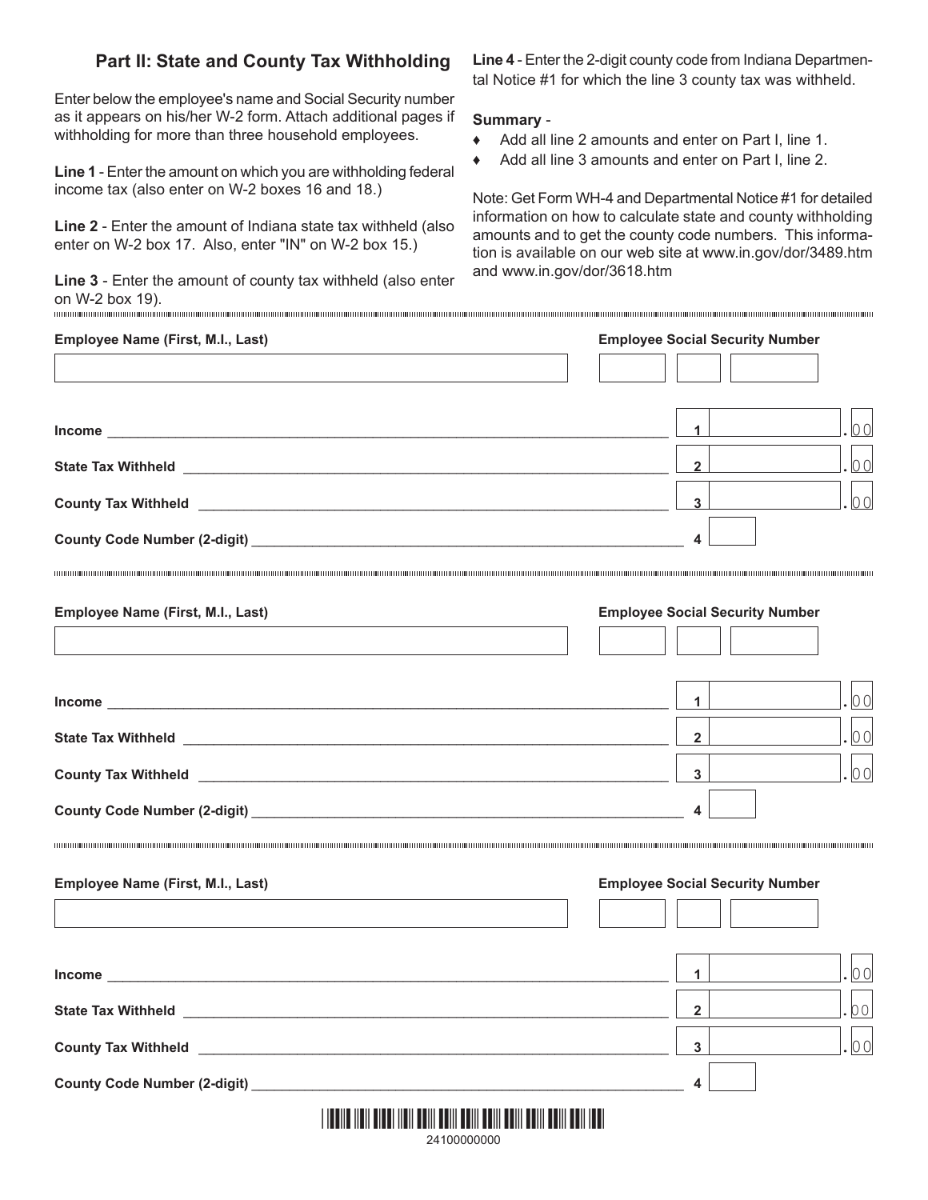## Part II: State and County Tax Withholding

Enter below the employee's name and Social Security number as it appears on his/her W-2 form. Attach additional pages if withholding for more than three household employees.

**Line 1** - Enter the amount on which you are withholding federal income tax (also enter on W-2 boxes 16 and 18.)

**Line 2** - Enter the amount of Indiana state tax withheld (also enter on W-2 box 17. Also, enter "IN" on W-2 box 15.)

**Line 3** - Enter the amount of county tax withheld (also enter on W-2 box 19).

**Line 4** - Enter the 2-digit county code from Indiana Departmental Notice #1 for which the line 3 county tax was withheld.

**Summary** -

- Add all line 2 amounts and enter on Part I, line 1.
- Add all line 3 amounts and enter on Part I, line 2.

Note: Get Form WH-4 and Departmental Notice #1 for detailed information on how to calculate state and county withholding amounts and to get the county code numbers. This information is available on our web site at www.in.gov/dor/3489.htm and www.in.gov/dor/3618.htm

**Employee Name (First, M.I., Last)** ______________________ **Employee Social Security Number** ______

**Income** ______ 1 ______ .00

**State Tax Withheld** ______ 2 ______ .00

**County Tax Withheld** ______ 3 ______ .00

**County Code Number (2-digit)** ______ 4 ______

**Employee Name (First, M.I., Last)** ______________________ **Employee Social Security Number** ______

**Income** ______ 1 ______ .00

**State Tax Withheld** ______ 2 ______ .00

**County Tax Withheld** ______ 3 ______ .00

**County Code Number (2-digit)** ______ 4 ______

**Employee Name (First, M.I., Last)** ______________________ **Employee Social Security Number** ______

**Income** ______ 1 ______ .00

**State Tax Withheld** ______ 2 ______ .00

**County Tax Withheld** ______ 3 ______ .00

**County Code Number (2-digit)** ______ 4 ______

24100000000